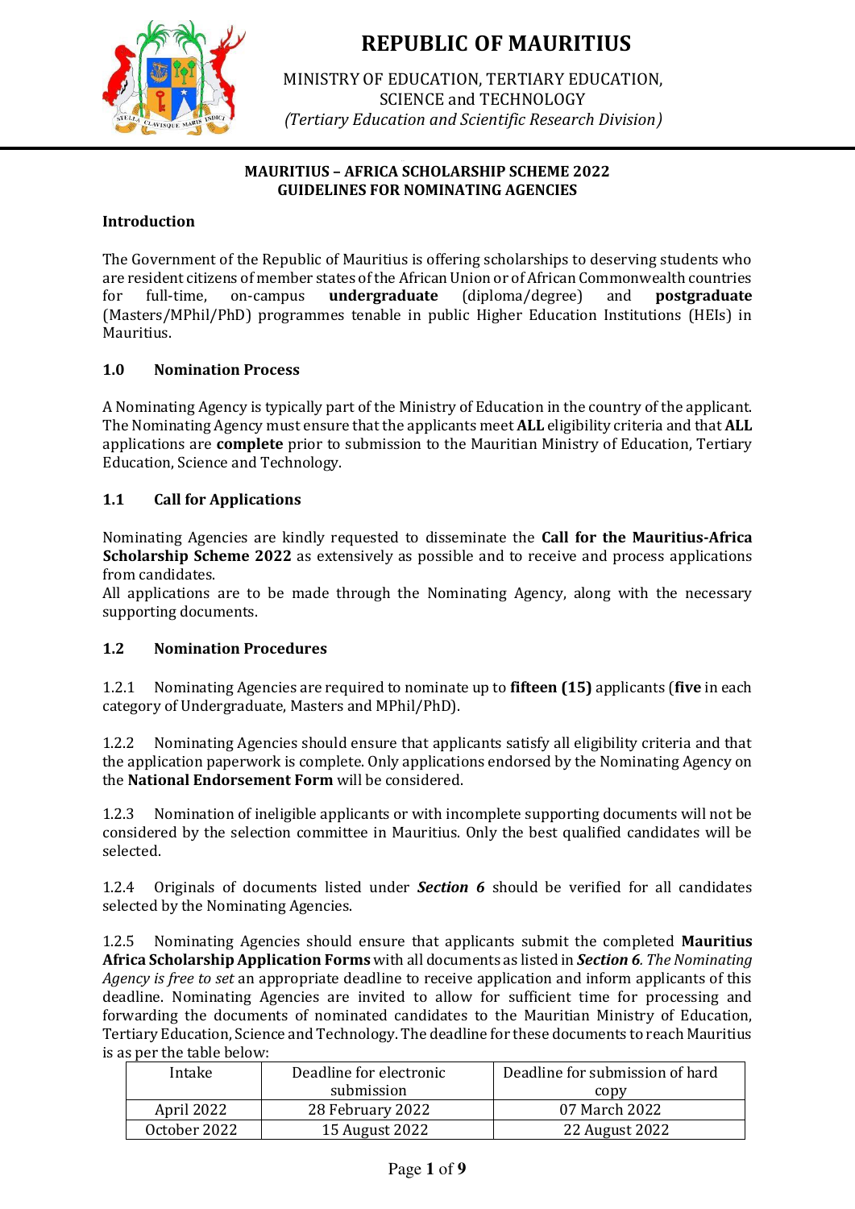# REPUBLIC OF MAURITIUS

MINISTRY OF EDUCATION, TERTIARY EDUCATION, SCIENCE and TECHNOLOGY
*(Tertiary Education and Scientific Research Division)*

## MAURITIUS – AFRICA SCHOLARSHIP SCHEME 2022
## GUIDELINES FOR NOMINATING AGENCIES

### Introduction

The Government of the Republic of Mauritius is offering scholarships to deserving students who are resident citizens of member states of the African Union or of African Commonwealth countries for full-time, on-campus **undergraduate** (diploma/degree) and **postgraduate** (Masters/MPhil/PhD) programmes tenable in public Higher Education Institutions (HEIs) in Mauritius.

### 1.0 Nomination Process

A Nominating Agency is typically part of the Ministry of Education in the country of the applicant. The Nominating Agency must ensure that the applicants meet **ALL** eligibility criteria and that **ALL** applications are **complete** prior to submission to the Mauritian Ministry of Education, Tertiary Education, Science and Technology.

### 1.1 Call for Applications

Nominating Agencies are kindly requested to disseminate the **Call for the Mauritius-Africa Scholarship Scheme 2022** as extensively as possible and to receive and process applications from candidates.
All applications are to be made through the Nominating Agency, along with the necessary supporting documents.

### 1.2 Nomination Procedures

1.2.1 Nominating Agencies are required to nominate up to **fifteen (15)** applicants (**five** in each category of Undergraduate, Masters and MPhil/PhD).

1.2.2 Nominating Agencies should ensure that applicants satisfy all eligibility criteria and that the application paperwork is complete. Only applications endorsed by the Nominating Agency on the **National Endorsement Form** will be considered.

1.2.3 Nomination of ineligible applicants or with incomplete supporting documents will not be considered by the selection committee in Mauritius. Only the best qualified candidates will be selected.

1.2.4 Originals of documents listed under ***Section 6*** should be verified for all candidates selected by the Nominating Agencies.

1.2.5 Nominating Agencies should ensure that applicants submit the completed **Mauritius Africa Scholarship Application Forms** with all documents as listed in ***Section 6***. *The Nominating Agency is free to set* an appropriate deadline to receive application and inform applicants of this deadline. Nominating Agencies are invited to allow for sufficient time for processing and forwarding the documents of nominated candidates to the Mauritian Ministry of Education, Tertiary Education, Science and Technology. The deadline for these documents to reach Mauritius is as per the table below:

| Intake | Deadline for electronic submission | Deadline for submission of hard copy |
|---|---|---|
| April 2022 | 28 February 2022 | 07 March 2022 |
| October 2022 | 15 August 2022 | 22 August 2022 |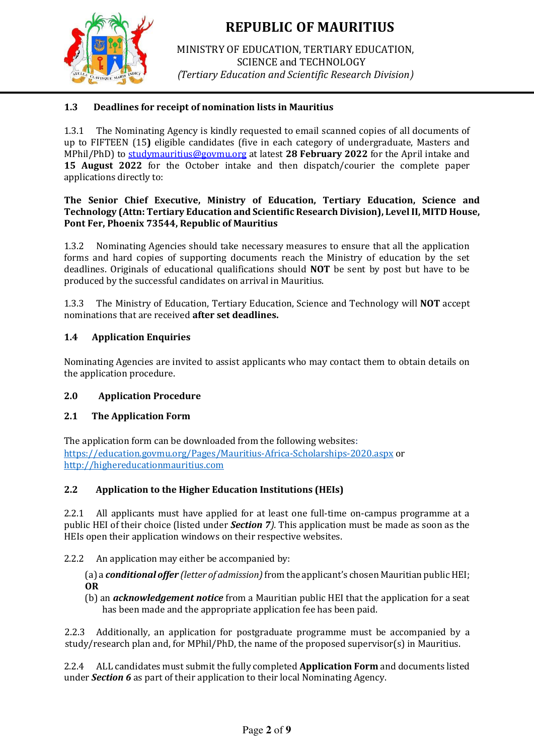### 1.3 Deadlines for receipt of nomination lists in Mauritius

1.3.1 The Nominating Agency is kindly requested to email scanned copies of all documents of up to FIFTEEN (15**)** eligible candidates (five in each category of undergraduate, Masters and MPhil/PhD) to studymauritius@govmu.org at latest **28 February 2022** for the April intake and **15 August 2022** for the October intake and then dispatch/courier the complete paper applications directly to:

**The Senior Chief Executive, Ministry of Education, Tertiary Education, Science and Technology (Attn: Tertiary Education and Scientific Research Division), Level II, MITD House, Pont Fer, Phoenix 73544, Republic of Mauritius**

1.3.2 Nominating Agencies should take necessary measures to ensure that all the application forms and hard copies of supporting documents reach the Ministry of education by the set deadlines. Originals of educational qualifications should **NOT** be sent by post but have to be produced by the successful candidates on arrival in Mauritius.

1.3.3 The Ministry of Education, Tertiary Education, Science and Technology will **NOT** accept nominations that are received **after set deadlines.**

### 1.4 Application Enquiries

Nominating Agencies are invited to assist applicants who may contact them to obtain details on the application procedure.

## 2.0 Application Procedure

### 2.1 The Application Form

The application form can be downloaded from the following websites:
https://education.govmu.org/Pages/Mauritius-Africa-Scholarships-2020.aspx or
http://highereducationmauritius.com

### 2.2 Application to the Higher Education Institutions (HEIs)

2.2.1 All applicants must have applied for at least one full-time on-campus programme at a public HEI of their choice (listed under ***Section 7****)*. This application must be made as soon as the HEIs open their application windows on their respective websites.

2.2.2 An application may either be accompanied by:

(a) a ***conditional offer*** *(letter of admission)* from the applicant's chosen Mauritian public HEI;
**OR**
(b) an ***acknowledgement notice*** from a Mauritian public HEI that the application for a seat has been made and the appropriate application fee has been paid.

2.2.3 Additionally, an application for postgraduate programme must be accompanied by a study/research plan and, for MPhil/PhD, the name of the proposed supervisor(s) in Mauritius.

2.2.4 ALL candidates must submit the fully completed **Application Form** and documents listed under ***Section 6*** as part of their application to their local Nominating Agency.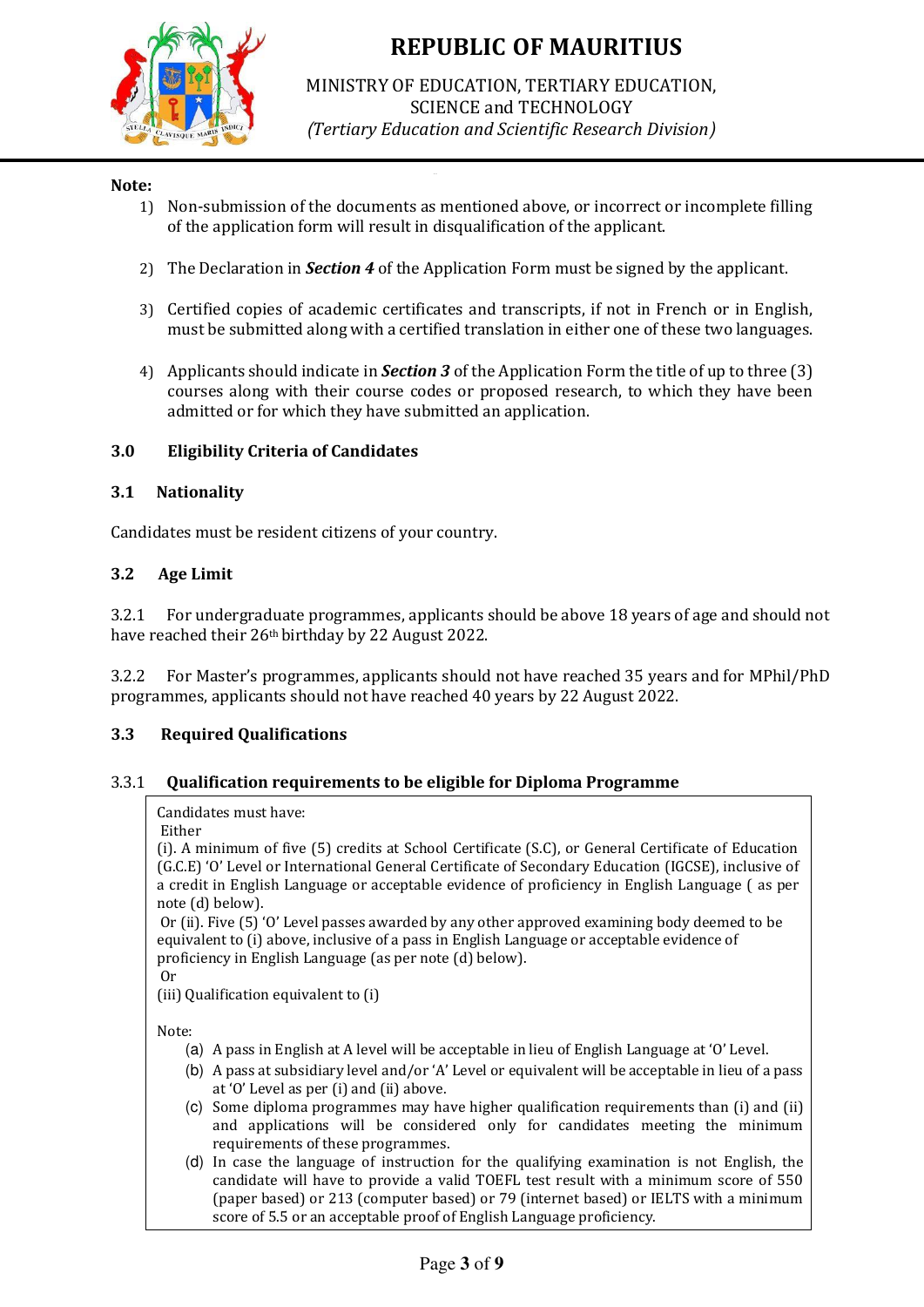**Note:**

1) Non-submission of the documents as mentioned above, or incorrect or incomplete filling of the application form will result in disqualification of the applicant.

2) The Declaration in ***Section 4*** of the Application Form must be signed by the applicant.

3) Certified copies of academic certificates and transcripts, if not in French or in English, must be submitted along with a certified translation in either one of these two languages.

4) Applicants should indicate in ***Section 3*** of the Application Form the title of up to three (3) courses along with their course codes or proposed research, to which they have been admitted or for which they have submitted an application.

## 3.0 Eligibility Criteria of Candidates

### 3.1 Nationality

Candidates must be resident citizens of your country.

### 3.2 Age Limit

3.2.1 For undergraduate programmes, applicants should be above 18 years of age and should not have reached their 26th birthday by 22 August 2022.

3.2.2 For Master's programmes, applicants should not have reached 35 years and for MPhil/PhD programmes, applicants should not have reached 40 years by 22 August 2022.

### 3.3 Required Qualifications

#### 3.3.1 Qualification requirements to be eligible for Diploma Programme

Candidates must have:

Either

(i). A minimum of five (5) credits at School Certificate (S.C), or General Certificate of Education (G.C.E) 'O' Level or International General Certificate of Secondary Education (IGCSE), inclusive of a credit in English Language or acceptable evidence of proficiency in English Language ( as per note (d) below).

Or (ii). Five (5) 'O' Level passes awarded by any other approved examining body deemed to be equivalent to (i) above, inclusive of a pass in English Language or acceptable evidence of proficiency in English Language (as per note (d) below).

Or

(iii) Qualification equivalent to (i)

Note:

(a) A pass in English at A level will be acceptable in lieu of English Language at 'O' Level.

(b) A pass at subsidiary level and/or 'A' Level or equivalent will be acceptable in lieu of a pass at 'O' Level as per (i) and (ii) above.

(c) Some diploma programmes may have higher qualification requirements than (i) and (ii) and applications will be considered only for candidates meeting the minimum requirements of these programmes.

(d) In case the language of instruction for the qualifying examination is not English, the candidate will have to provide a valid TOEFL test result with a minimum score of 550 (paper based) or 213 (computer based) or 79 (internet based) or IELTS with a minimum score of 5.5 or an acceptable proof of English Language proficiency.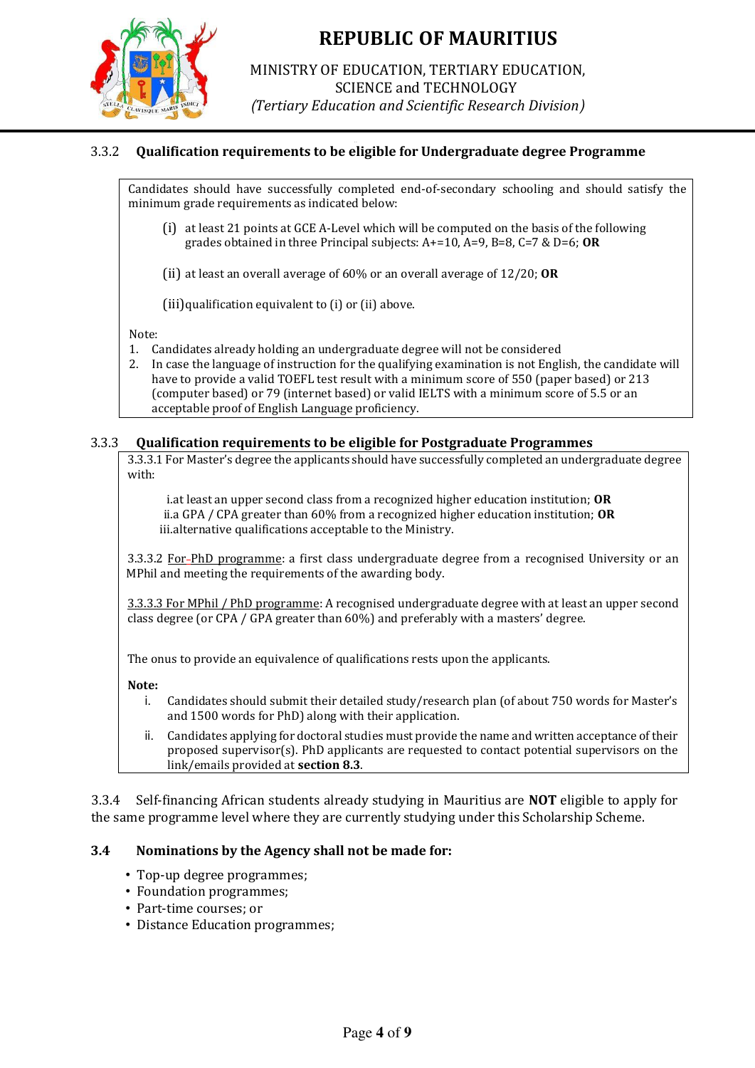### 3.3.2 Qualification requirements to be eligible for Undergraduate degree Programme

Candidates should have successfully completed end-of-secondary schooling and should satisfy the minimum grade requirements as indicated below:

(i) at least 21 points at GCE A-Level which will be computed on the basis of the following grades obtained in three Principal subjects: A+=10, A=9, B=8, C=7 & D=6; **OR**

(ii) at least an overall average of 60% or an overall average of 12/20; **OR**

(iii) qualification equivalent to (i) or (ii) above.

Note:

1. Candidates already holding an undergraduate degree will not be considered
2. In case the language of instruction for the qualifying examination is not English, the candidate will have to provide a valid TOEFL test result with a minimum score of 550 (paper based) or 213 (computer based) or 79 (internet based) or valid IELTS with a minimum score of 5.5 or an acceptable proof of English Language proficiency.

### 3.3.3 Qualification requirements to be eligible for Postgraduate Programmes

3.3.3.1 For Master's degree the applicants should have successfully completed an undergraduate degree with:

i. at least an upper second class from a recognized higher education institution; **OR**
ii.a GPA / CPA greater than 60% from a recognized higher education institution; **OR**
iii. alternative qualifications acceptable to the Ministry.

3.3.3.2 For PhD programme: a first class undergraduate degree from a recognised University or an MPhil and meeting the requirements of the awarding body.

3.3.3.3 For MPhil / PhD programme: A recognised undergraduate degree with at least an upper second class degree (or CPA / GPA greater than 60%) and preferably with a masters' degree.

The onus to provide an equivalence of qualifications rests upon the applicants.

**Note:**

i. Candidates should submit their detailed study/research plan (of about 750 words for Master's and 1500 words for PhD) along with their application.
ii. Candidates applying for doctoral studies must provide the name and written acceptance of their proposed supervisor(s). PhD applicants are requested to contact potential supervisors on the link/emails provided at **section 8.3**.

3.3.4 Self-financing African students already studying in Mauritius are **NOT** eligible to apply for the same programme level where they are currently studying under this Scholarship Scheme.

### 3.4 Nominations by the Agency shall not be made for:

- Top-up degree programmes;
- Foundation programmes;
- Part-time courses; or
- Distance Education programmes;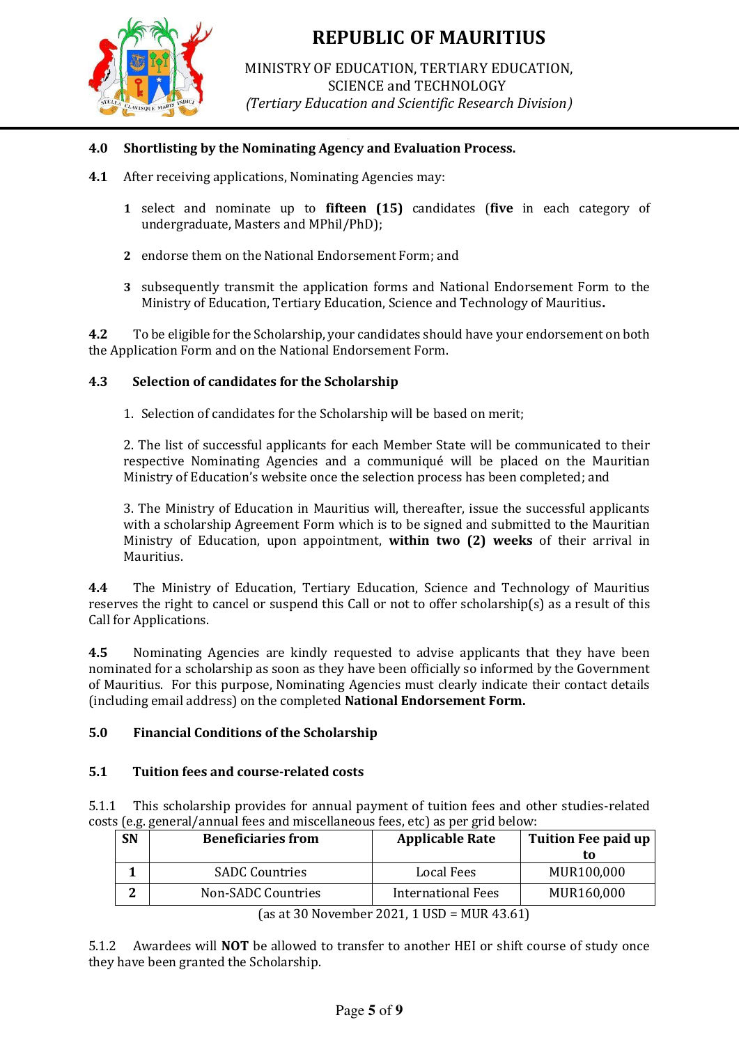## 4.0 Shortlisting by the Nominating Agency and Evaluation Process.

**4.1** After receiving applications, Nominating Agencies may:

1. select and nominate up to **fifteen (15)** candidates (**five** in each category of undergraduate, Masters and MPhil/PhD);
2. endorse them on the National Endorsement Form; and
3. subsequently transmit the application forms and National Endorsement Form to the Ministry of Education, Tertiary Education, Science and Technology of Mauritius**.**

**4.2** To be eligible for the Scholarship, your candidates should have your endorsement on both the Application Form and on the National Endorsement Form.

### 4.3 Selection of candidates for the Scholarship

1. Selection of candidates for the Scholarship will be based on merit;

2. The list of successful applicants for each Member State will be communicated to their respective Nominating Agencies and a communiqué will be placed on the Mauritian Ministry of Education's website once the selection process has been completed; and

3. The Ministry of Education in Mauritius will, thereafter, issue the successful applicants with a scholarship Agreement Form which is to be signed and submitted to the Mauritian Ministry of Education, upon appointment, **within two (2) weeks** of their arrival in Mauritius.

**4.4** The Ministry of Education, Tertiary Education, Science and Technology of Mauritius reserves the right to cancel or suspend this Call or not to offer scholarship(s) as a result of this Call for Applications.

**4.5** Nominating Agencies are kindly requested to advise applicants that they have been nominated for a scholarship as soon as they have been officially so informed by the Government of Mauritius. For this purpose, Nominating Agencies must clearly indicate their contact details (including email address) on the completed **National Endorsement Form.**

## 5.0 Financial Conditions of the Scholarship

### 5.1 Tuition fees and course-related costs

5.1.1 This scholarship provides for annual payment of tuition fees and other studies-related costs (e.g. general/annual fees and miscellaneous fees, etc) as per grid below:

| SN | Beneficiaries from | Applicable Rate | Tuition Fee paid up to |
|---|---|---|---|
| 1 | SADC Countries | Local Fees | MUR100,000 |
| 2 | Non-SADC Countries | International Fees | MUR160,000 |

(as at 30 November 2021, 1 USD = MUR 43.61)

5.1.2 Awardees will **NOT** be allowed to transfer to another HEI or shift course of study once they have been granted the Scholarship.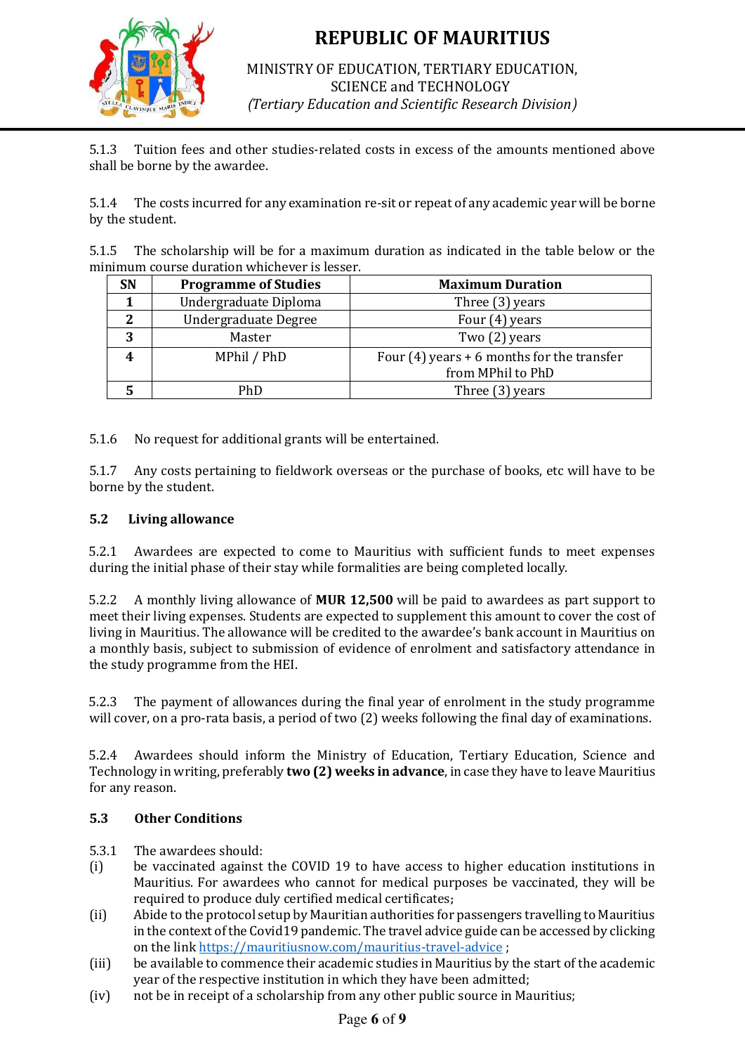5.1.3 Tuition fees and other studies-related costs in excess of the amounts mentioned above shall be borne by the awardee.

5.1.4 The costs incurred for any examination re-sit or repeat of any academic year will be borne by the student.

5.1.5 The scholarship will be for a maximum duration as indicated in the table below or the minimum course duration whichever is lesser.

| SN | Programme of Studies | Maximum Duration |
|---|---|---|
| 1 | Undergraduate Diploma | Three (3) years |
| 2 | Undergraduate Degree | Four (4) years |
| 3 | Master | Two (2) years |
| 4 | MPhil / PhD | Four (4) years + 6 months for the transfer from MPhil to PhD |
| 5 | PhD | Three (3) years |

5.1.6 No request for additional grants will be entertained.

5.1.7 Any costs pertaining to fieldwork overseas or the purchase of books, etc will have to be borne by the student.

### 5.2 Living allowance

5.2.1 Awardees are expected to come to Mauritius with sufficient funds to meet expenses during the initial phase of their stay while formalities are being completed locally.

5.2.2 A monthly living allowance of **MUR 12,500** will be paid to awardees as part support to meet their living expenses. Students are expected to supplement this amount to cover the cost of living in Mauritius. The allowance will be credited to the awardee's bank account in Mauritius on a monthly basis, subject to submission of evidence of enrolment and satisfactory attendance in the study programme from the HEI.

5.2.3 The payment of allowances during the final year of enrolment in the study programme will cover, on a pro-rata basis, a period of two (2) weeks following the final day of examinations.

5.2.4 Awardees should inform the Ministry of Education, Tertiary Education, Science and Technology in writing, preferably **two (2) weeks in advance**, in case they have to leave Mauritius for any reason.

### 5.3 Other Conditions

5.3.1 The awardees should:

(i) be vaccinated against the COVID 19 to have access to higher education institutions in Mauritius. For awardees who cannot for medical purposes be vaccinated, they will be required to produce duly certified medical certificates;

(ii) Abide to the protocol setup by Mauritian authorities for passengers travelling to Mauritius in the context of the Covid19 pandemic. The travel advice guide can be accessed by clicking on the link https://mauritiusnow.com/mauritius-travel-advice ;

(iii) be available to commence their academic studies in Mauritius by the start of the academic year of the respective institution in which they have been admitted;

(iv) not be in receipt of a scholarship from any other public source in Mauritius;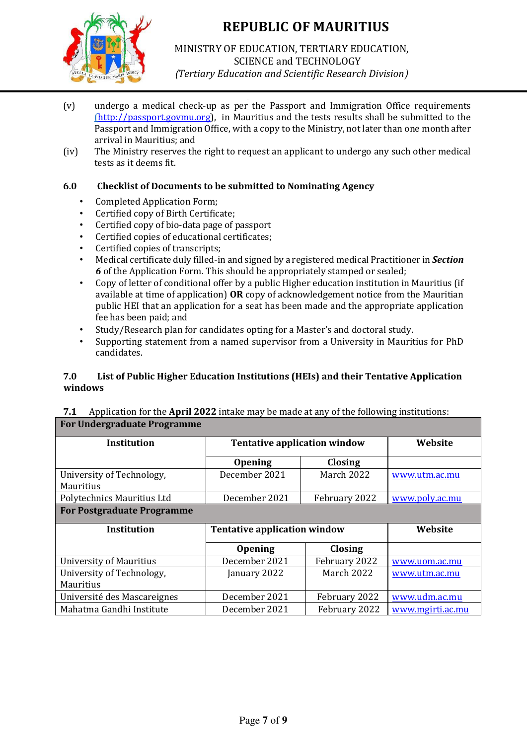(v) undergo a medical check-up as per the Passport and Immigration Office requirements (http://passport.govmu.org), in Mauritius and the tests results shall be submitted to the Passport and Immigration Office, with a copy to the Ministry, not later than one month after arrival in Mauritius; and

(iv) The Ministry reserves the right to request an applicant to undergo any such other medical tests as it deems fit.

## 6.0 Checklist of Documents to be submitted to Nominating Agency

- Completed Application Form;
- Certified copy of Birth Certificate;
- Certified copy of bio-data page of passport
- Certified copies of educational certificates;
- Certified copies of transcripts;
- Medical certificate duly filled-in and signed by a registered medical Practitioner in ***Section 6*** of the Application Form. This should be appropriately stamped or sealed;
- Copy of letter of conditional offer by a public Higher education institution in Mauritius (if available at time of application) **OR** copy of acknowledgement notice from the Mauritian public HEI that an application for a seat has been made and the appropriate application fee has been paid; and
- Study/Research plan for candidates opting for a Master's and doctoral study.
- Supporting statement from a named supervisor from a University in Mauritius for PhD candidates.

## 7.0 List of Public Higher Education Institutions (HEIs) and their Tentative Application windows

**7.1** Application for the **April 2022** intake may be made at any of the following institutions:

| **For Undergraduate Programme** | | | |
|---|---|---|---|
| **Institution** | **Tentative application window** | | **Website** |
| | **Opening** | **Closing** | |
| University of Technology, Mauritius | December 2021 | March 2022 | www.utm.ac.mu |
| Polytechnics Mauritius Ltd | December 2021 | February 2022 | www.poly.ac.mu |
| **For Postgraduate Programme** | | | |
| **Institution** | **Tentative application window** | | **Website** |
| | **Opening** | **Closing** | |
| University of Mauritius | December 2021 | February 2022 | www.uom.ac.mu |
| University of Technology, Mauritius | January 2022 | March 2022 | www.utm.ac.mu |
| Université des Mascareignes | December 2021 | February 2022 | www.udm.ac.mu |
| Mahatma Gandhi Institute | December 2021 | February 2022 | www.mgirti.ac.mu |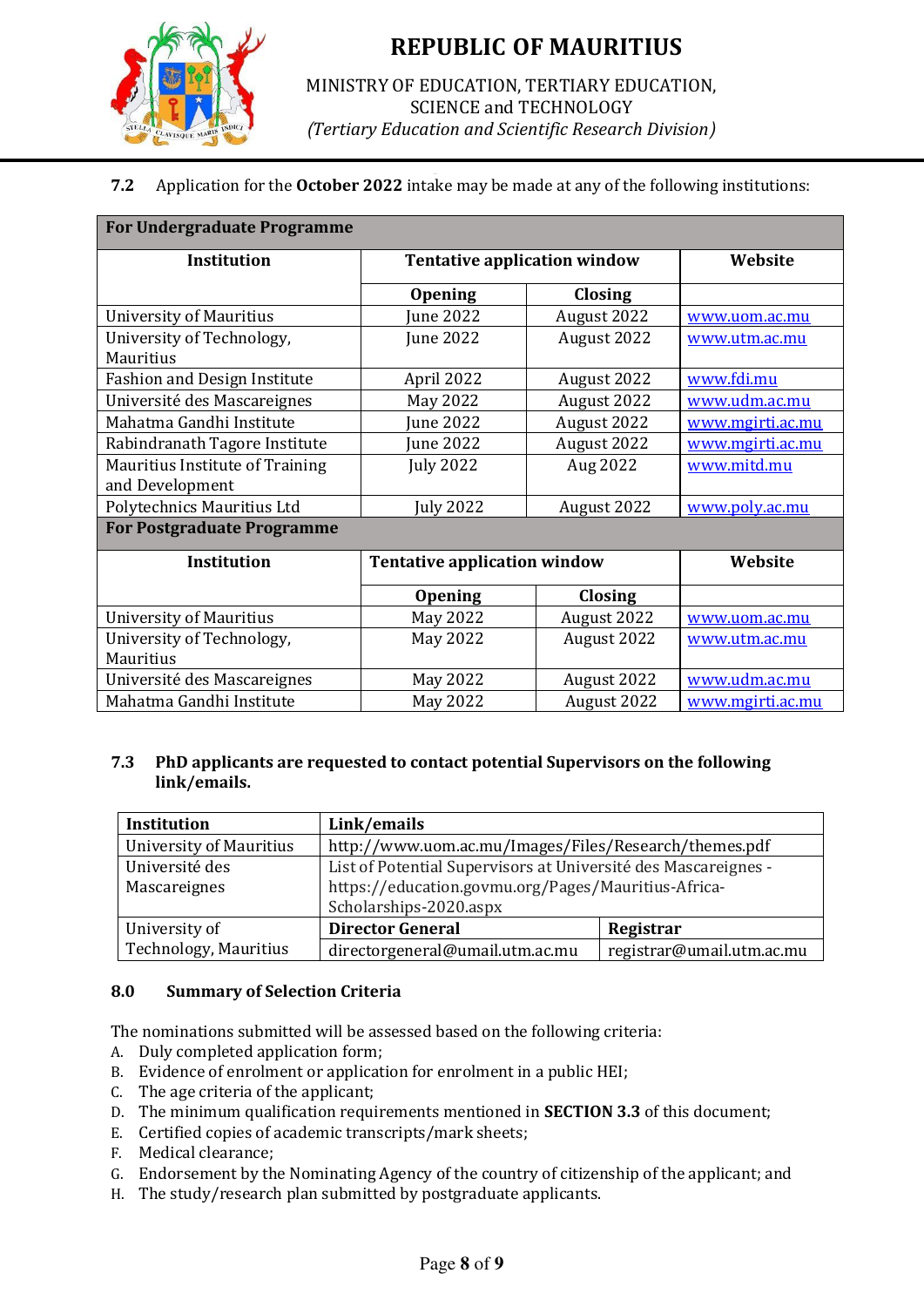**7.2** Application for the **October 2022** intake may be made at any of the following institutions:

| **For Undergraduate Programme** | | | |
|---|---|---|---|
| **Institution** | **Tentative application window** | | **Website** |
| | **Opening** | **Closing** | |
| University of Mauritius | June 2022 | August 2022 | www.uom.ac.mu |
| University of Technology, Mauritius | June 2022 | August 2022 | www.utm.ac.mu |
| Fashion and Design Institute | April 2022 | August 2022 | www.fdi.mu |
| Université des Mascareignes | May 2022 | August 2022 | www.udm.ac.mu |
| Mahatma Gandhi Institute | June 2022 | August 2022 | www.mgirti.ac.mu |
| Rabindranath Tagore Institute | June 2022 | August 2022 | www.mgirti.ac.mu |
| Mauritius Institute of Training and Development | July 2022 | Aug 2022 | www.mitd.mu |
| Polytechnics Mauritius Ltd | July 2022 | August 2022 | www.poly.ac.mu |
| **For Postgraduate Programme** | | | |
| **Institution** | **Tentative application window** | | **Website** |
| | **Opening** | **Closing** | |
| University of Mauritius | May 2022 | August 2022 | www.uom.ac.mu |
| University of Technology, Mauritius | May 2022 | August 2022 | www.utm.ac.mu |
| Université des Mascareignes | May 2022 | August 2022 | www.udm.ac.mu |
| Mahatma Gandhi Institute | May 2022 | August 2022 | www.mgirti.ac.mu |

**7.3 PhD applicants are requested to contact potential Supervisors on the following link/emails.**

| **Institution** | **Link/emails** | |
|---|---|---|
| University of Mauritius | http://www.uom.ac.mu/Images/Files/Research/themes.pdf | |
| Université des Mascareignes | List of Potential Supervisors at Université des Mascareignes - https://education.govmu.org/Pages/Mauritius-Africa-Scholarships-2020.aspx | |
| University of Technology, Mauritius | **Director General** | **Registrar** |
| | directorgeneral@umail.utm.ac.mu | registrar@umail.utm.ac.mu |

## 8.0 Summary of Selection Criteria

The nominations submitted will be assessed based on the following criteria:

A. Duly completed application form;
B. Evidence of enrolment or application for enrolment in a public HEI;
C. The age criteria of the applicant;
D. The minimum qualification requirements mentioned in **SECTION 3.3** of this document;
E. Certified copies of academic transcripts/mark sheets;
F. Medical clearance;
G. Endorsement by the Nominating Agency of the country of citizenship of the applicant; and
H. The study/research plan submitted by postgraduate applicants.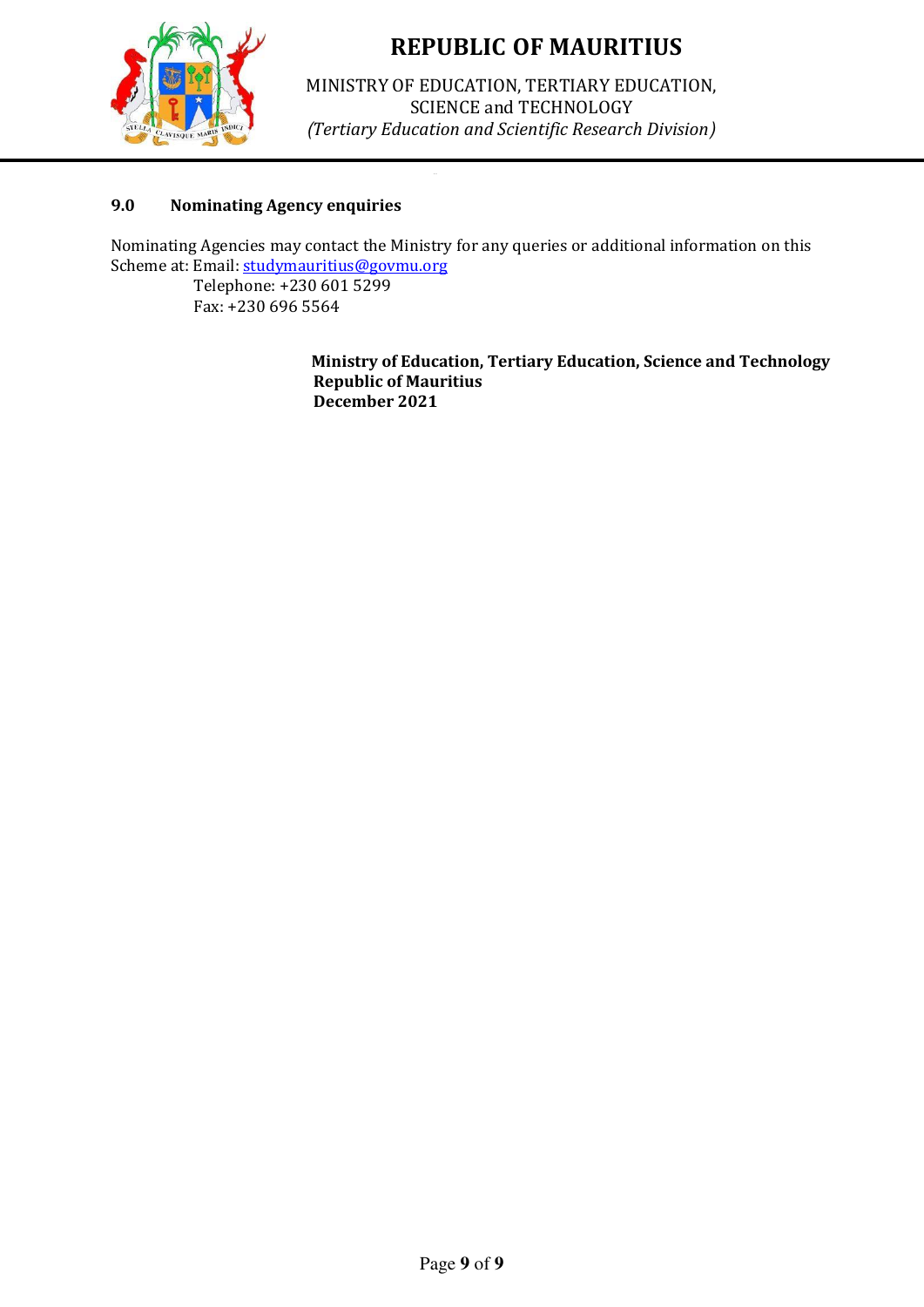### 9.0 Nominating Agency enquiries

Nominating Agencies may contact the Ministry for any queries or additional information on this Scheme at: Email: studymauritius@govmu.org
Telephone: +230 601 5299
Fax: +230 696 5564

**Ministry of Education, Tertiary Education, Science and Technology**
**Republic of Mauritius**
**December 2021**